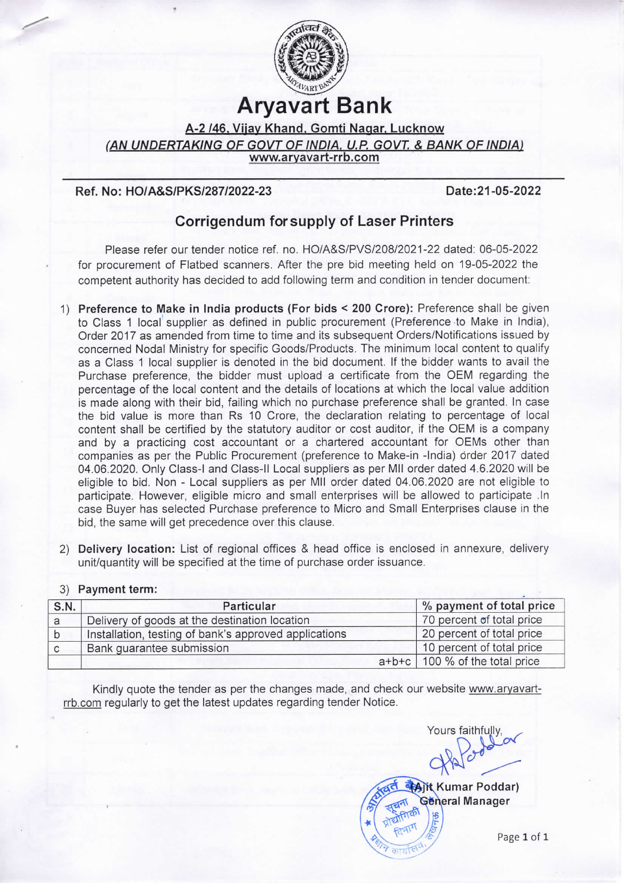# Aryavart Bank

**A-2 /46, Vijay Khand, Gomti Nagar, Lucknow**

***(AN UNDERTAKING OF GOVT OF INDIA, U.P. GOVT. & BANK OF INDIA)***

**www.aryavart-rrb.com**

---

**Ref. No: HO/A&S/PKS/287/2022-23** **Date:21-05-2022**

## Corrigendum for supply of Laser Printers

Please refer our tender notice ref. no. HO/A&S/PVS/208/2021-22 dated: 06-05-2022 for procurement of Flatbed scanners. After the pre bid meeting held on 19-05-2022 the competent authority has decided to add following term and condition in tender document:

1) **Preference to Make in India products (For bids < 200 Crore):** Preference shall be given to Class 1 local supplier as defined in public procurement (Preference to Make in India), Order 2017 as amended from time to time and its subsequent Orders/Notifications issued by concerned Nodal Ministry for specific Goods/Products. The minimum local content to qualify as a Class 1 local supplier is denoted in the bid document. If the bidder wants to avail the Purchase preference, the bidder must upload a certificate from the OEM regarding the percentage of the local content and the details of locations at which the local value addition is made along with their bid, failing which no purchase preference shall be granted. In case the bid value is more than Rs 10 Crore, the declaration relating to percentage of local content shall be certified by the statutory auditor or cost auditor, if the OEM is a company and by a practicing cost accountant or a chartered accountant for OEMs other than companies as per the Public Procurement (preference to Make-in -India) order 2017 dated 04.06.2020. Only Class-I and Class-II Local suppliers as per MII order dated 4.6.2020 will be eligible to bid. Non - Local suppliers as per MII order dated 04.06.2020 are not eligible to participate. However, eligible micro and small enterprises will be allowed to participate .In case Buyer has selected Purchase preference to Micro and Small Enterprises clause in the bid, the same will get precedence over this clause.

2) **Delivery location:** List of regional offices & head office is enclosed in annexure, delivery unit/quantity will be specified at the time of purchase order issuance.

3) **Payment term:**

| S.N. | Particular | % payment of total price |
|---|---|---|
| a | Delivery of goods at the destination location | 70 percent of total price |
| b | Installation, testing of bank's approved applications | 20 percent of total price |
| c | Bank guarantee submission | 10 percent of total price |
| | a+b+c | 100 % of the total price |

Kindly quote the tender as per the changes made, and check our website www.aryavart-rrb.com regularly to get the latest updates regarding tender Notice.

Yours faithfully,

(Ajit Kumar Poddar)
General Manager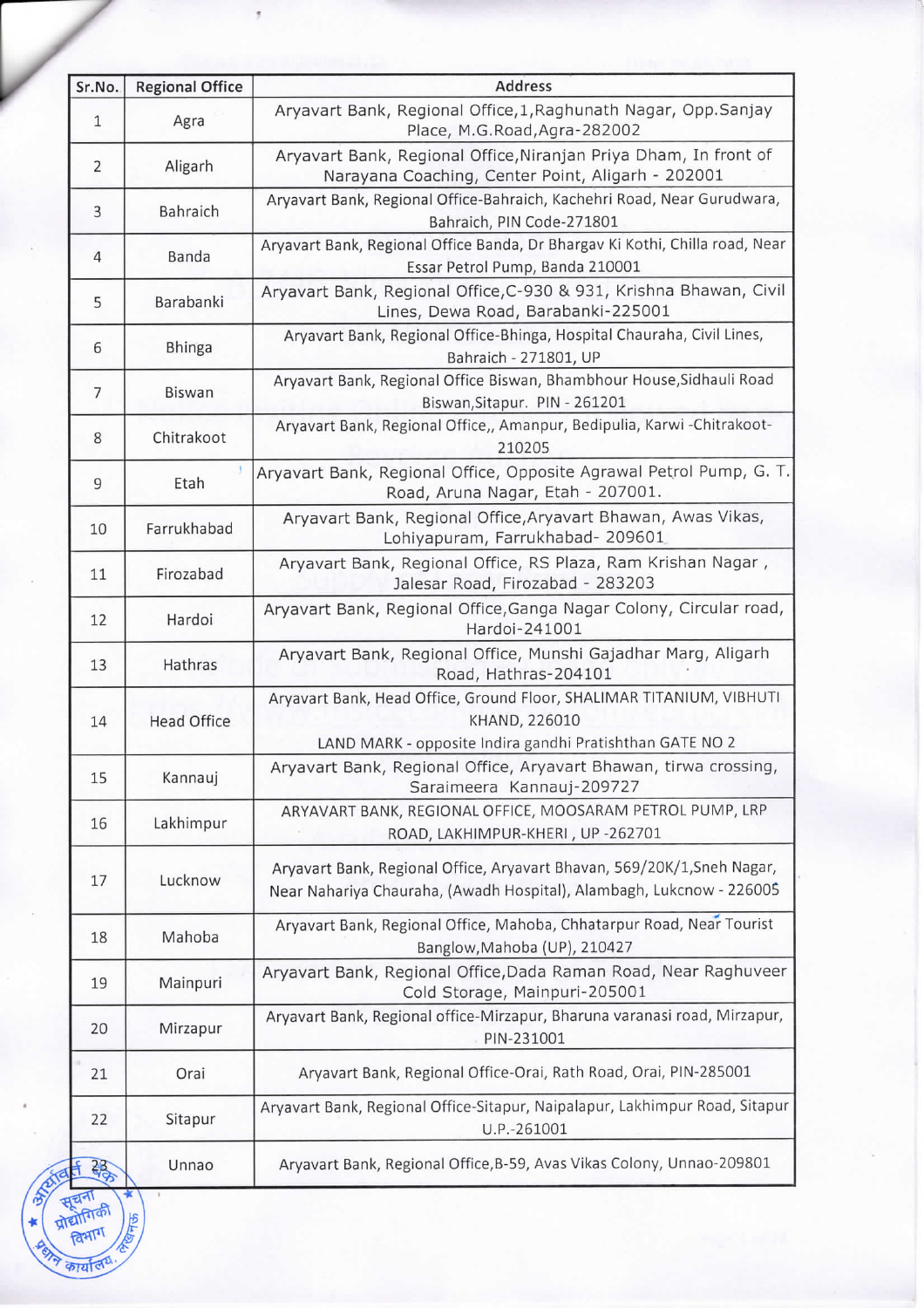| Sr.No. | Regional Office | Address |
|---|---|---|
| 1 | Agra | Aryavart Bank, Regional Office,1,Raghunath Nagar, Opp.Sanjay Place, M.G.Road,Agra-282002 |
| 2 | Aligarh | Aryavart Bank, Regional Office,Niranjan Priya Dham, In front of Narayana Coaching, Center Point, Aligarh - 202001 |
| 3 | Bahraich | Aryavart Bank, Regional Office-Bahraich, Kachehri Road, Near Gurudwara, Bahraich, PIN Code-271801 |
| 4 | Banda | Aryavart Bank, Regional Office Banda, Dr Bhargav Ki Kothi, Chilla road, Near Essar Petrol Pump, Banda 210001 |
| 5 | Barabanki | Aryavart Bank, Regional Office,C-930 & 931, Krishna Bhawan, Civil Lines, Dewa Road, Barabanki-225001 |
| 6 | Bhinga | Aryavart Bank, Regional Office-Bhinga, Hospital Chauraha, Civil Lines, Bahraich - 271801, UP |
| 7 | Biswan | Aryavart Bank, Regional Office Biswan, Bhambhour House,Sidhauli Road Biswan,Sitapur. PIN - 261201 |
| 8 | Chitrakoot | Aryavart Bank, Regional Office,, Amanpur, Bedipulia, Karwi -Chitrakoot-210205 |
| 9 | Etah | Aryavart Bank, Regional Office, Opposite Agrawal Petrol Pump, G. T. Road, Aruna Nagar, Etah - 207001. |
| 10 | Farrukhabad | Aryavart Bank, Regional Office,Aryavart Bhawan, Awas Vikas, Lohiyapuram, Farrukhabad- 209601 |
| 11 | Firozabad | Aryavart Bank, Regional Office, RS Plaza, Ram Krishan Nagar , Jalesar Road, Firozabad - 283203 |
| 12 | Hardoi | Aryavart Bank, Regional Office,Ganga Nagar Colony, Circular road, Hardoi-241001 |
| 13 | Hathras | Aryavart Bank, Regional Office, Munshi Gajadhar Marg, Aligarh Road, Hathras-204101 |
| 14 | Head Office | Aryavart Bank, Head Office, Ground Floor, SHALIMAR TITANIUM, VIBHUTI KHAND, 226010<br>LAND MARK - opposite Indira gandhi Pratishthan GATE NO 2 |
| 15 | Kannauj | Aryavart Bank, Regional Office, Aryavart Bhawan, tirwa crossing, Saraimeera Kannauj-209727 |
| 16 | Lakhimpur | ARYAVART BANK, REGIONAL OFFICE, MOOSARAM PETROL PUMP, LRP ROAD, LAKHIMPUR-KHERI , UP -262701 |
| 17 | Lucknow | Aryavart Bank, Regional Office, Aryavart Bhavan, 569/20K/1,Sneh Nagar, Near Nahariya Chauraha, (Awadh Hospital), Alambagh, Lukcnow - 226005 |
| 18 | Mahoba | Aryavart Bank, Regional Office, Mahoba, Chhatarpur Road, Near Tourist Banglow,Mahoba (UP), 210427 |
| 19 | Mainpuri | Aryavart Bank, Regional Office,Dada Raman Road, Near Raghuveer Cold Storage, Mainpuri-205001 |
| 20 | Mirzapur | Aryavart Bank, Regional office-Mirzapur, Bharuna varanasi road, Mirzapur, PIN-231001 |
| 21 | Orai | Aryavart Bank, Regional Office-Orai, Rath Road, Orai, PIN-285001 |
| 22 | Sitapur | Aryavart Bank, Regional Office-Sitapur, Naipalapur, Lakhimpur Road, Sitapur U.P.-261001 |
| 23 | Unnao | Aryavart Bank, Regional Office,B-59, Avas Vikas Colony, Unnao-209801 |